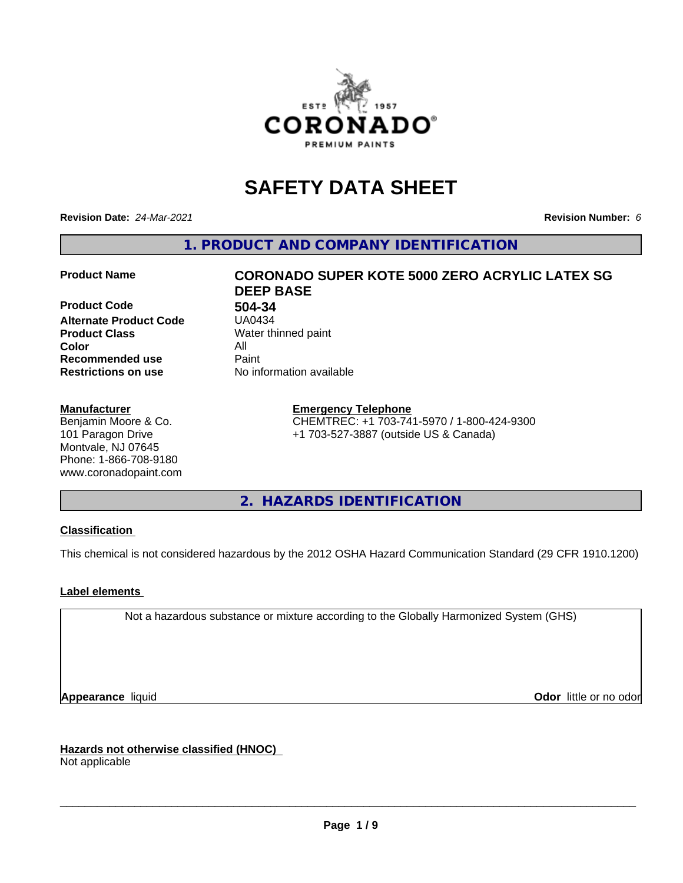# SAFETY DATA SHEET

**Revision Date:** *24-Mar-2021* **Revision Number:** *6*

## 1. PRODUCT AND COMPANY IDENTIFICATION

| | |
|---|---|
| **Product Name** | **CORONADO SUPER KOTE 5000 ZERO ACRYLIC LATEX SG DEEP BASE** |
| **Product Code** | **504-34** |
| **Alternate Product Code** | UA0434 |
| **Product Class** | Water thinned paint |
| **Color** | All |
| **Recommended use** | Paint |
| **Restrictions on use** | No information available |

**Manufacturer**
Benjamin Moore & Co.
101 Paragon Drive
Montvale, NJ 07645
Phone: 1-866-708-9180
www.coronadopaint.com

**Emergency Telephone**
CHEMTREC: +1 703-741-5970 / 1-800-424-9300
+1 703-527-3887 (outside US & Canada)

## 2. HAZARDS IDENTIFICATION

**Classification**

This chemical is not considered hazardous by the 2012 OSHA Hazard Communication Standard (29 CFR 1910.1200)

**Label elements**

Not a hazardous substance or mixture according to the Globally Harmonized System (GHS)

**Appearance** liquid **Odor** little or no odor

**Hazards not otherwise classified (HNOC)**
Not applicable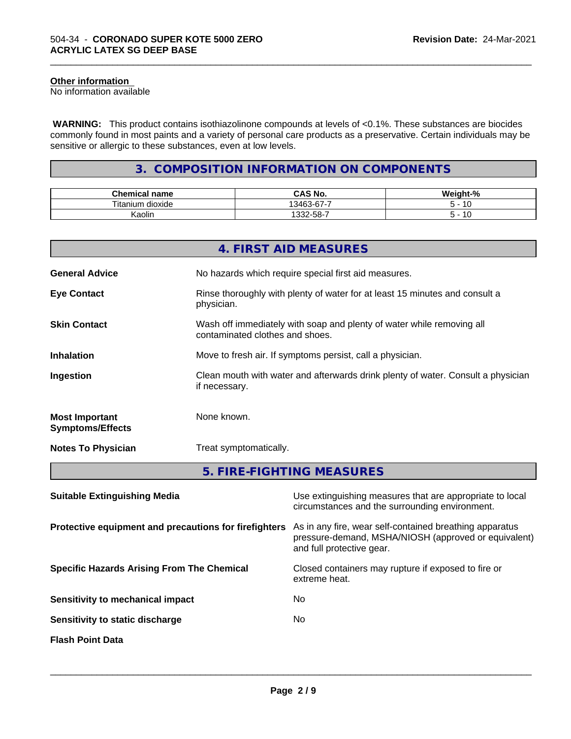**Other information**
No information available

**WARNING:** This product contains isothiazolinone compounds at levels of <0.1%. These substances are biocides commonly found in most paints and a variety of personal care products as a preservative. Certain individuals may be sensitive or allergic to these substances, even at low levels.

## 3. COMPOSITION INFORMATION ON COMPONENTS

| Chemical name | CAS No. | Weight-% |
|---|---|---|
| Titanium dioxide | 13463-67-7 | 5 - 10 |
| Kaolin | 1332-58-7 | 5 - 10 |

## 4. FIRST AID MEASURES

**General Advice** No hazards which require special first aid measures.

**Eye Contact** Rinse thoroughly with plenty of water for at least 15 minutes and consult a physician.

**Skin Contact** Wash off immediately with soap and plenty of water while removing all contaminated clothes and shoes.

**Inhalation** Move to fresh air. If symptoms persist, call a physician.

**Ingestion** Clean mouth with water and afterwards drink plenty of water. Consult a physician if necessary.

**Most Important Symptoms/Effects** None known.

**Notes To Physician** Treat symptomatically.

## 5. FIRE-FIGHTING MEASURES

**Suitable Extinguishing Media** Use extinguishing measures that are appropriate to local circumstances and the surrounding environment.

**Protective equipment and precautions for firefighters** As in any fire, wear self-contained breathing apparatus pressure-demand, MSHA/NIOSH (approved or equivalent) and full protective gear.

**Specific Hazards Arising From The Chemical** Closed containers may rupture if exposed to fire or extreme heat.

**Sensitivity to mechanical impact** No

**Sensitivity to static discharge** No

**Flash Point Data**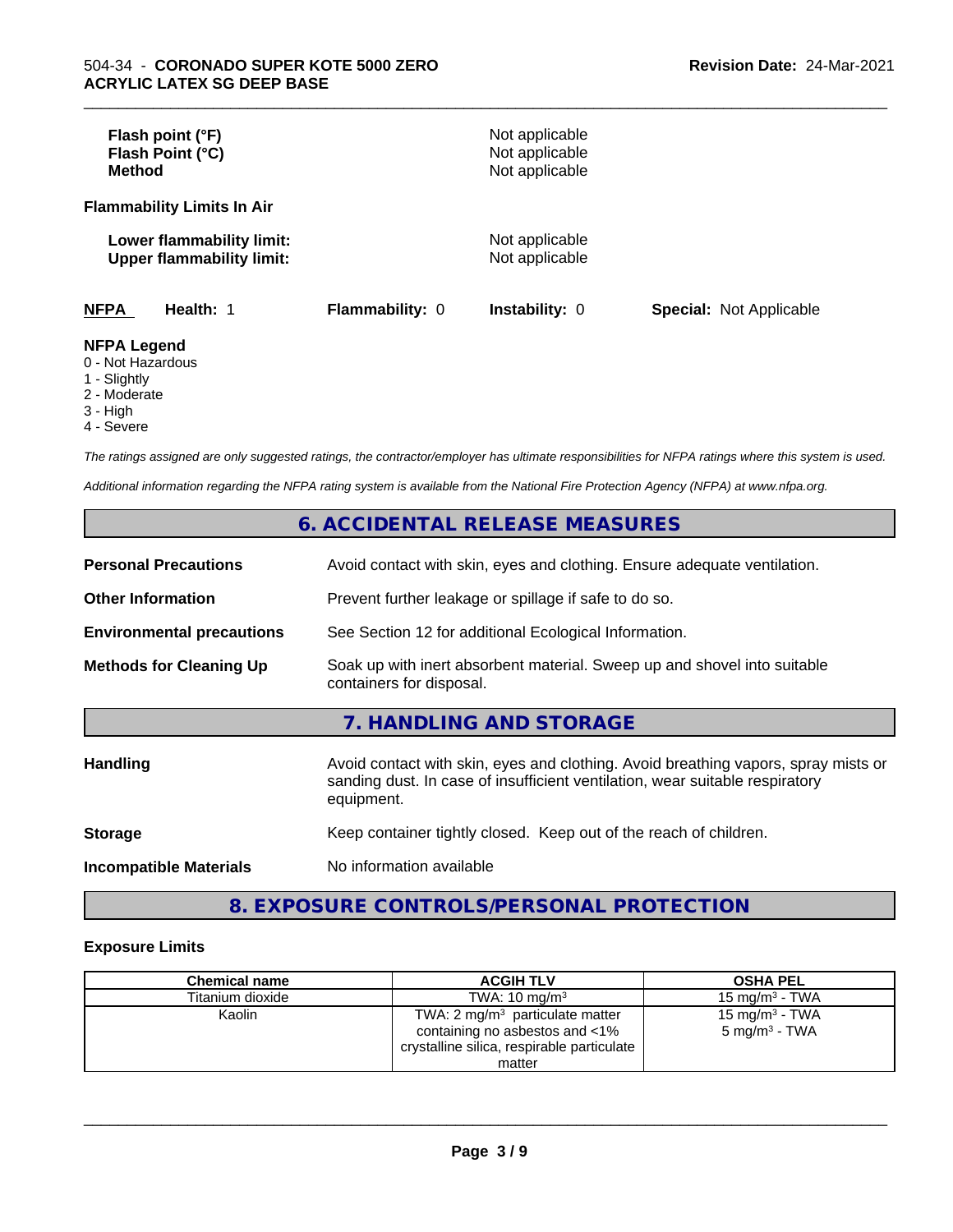| | |
|---|---|
| **Flash point (°F)** | Not applicable |
| **Flash Point (°C)** | Not applicable |
| **Method** | Not applicable |

**Flammability Limits In Air**

| | |
|---|---|
| **Lower flammability limit:** | Not applicable |
| **Upper flammability limit:** | Not applicable |

| **NFPA** | **Health:** 1 | **Flammability:** 0 | **Instability:** 0 | **Special:** Not Applicable |
|---|---|---|---|---|

**NFPA Legend**

- 0 - Not Hazardous
- 1 - Slightly
- 2 - Moderate
- 3 - High
- 4 - Severe

*The ratings assigned are only suggested ratings, the contractor/employer has ultimate responsibilities for NFPA ratings where this system is used.*

*Additional information regarding the NFPA rating system is available from the National Fire Protection Agency (NFPA) at www.nfpa.org.*

## 6. ACCIDENTAL RELEASE MEASURES

| | |
|---|---|
| **Personal Precautions** | Avoid contact with skin, eyes and clothing. Ensure adequate ventilation. |
| **Other Information** | Prevent further leakage or spillage if safe to do so. |
| **Environmental precautions** | See Section 12 for additional Ecological Information. |
| **Methods for Cleaning Up** | Soak up with inert absorbent material. Sweep up and shovel into suitable containers for disposal. |

## 7. HANDLING AND STORAGE

| | |
|---|---|
| **Handling** | Avoid contact with skin, eyes and clothing. Avoid breathing vapors, spray mists or sanding dust. In case of insufficient ventilation, wear suitable respiratory equipment. |
| **Storage** | Keep container tightly closed. Keep out of the reach of children. |
| **Incompatible Materials** | No information available |

## 8. EXPOSURE CONTROLS/PERSONAL PROTECTION

**Exposure Limits**

| Chemical name | ACGIH TLV | OSHA PEL |
|---|---|---|
| Titanium dioxide | TWA: 10 mg/m³ | 15 mg/m³ - TWA |
| Kaolin | TWA: 2 mg/m³ particulate matter containing no asbestos and <1% crystalline silica, respirable particulate matter | 15 mg/m³ - TWA<br>5 mg/m³ - TWA |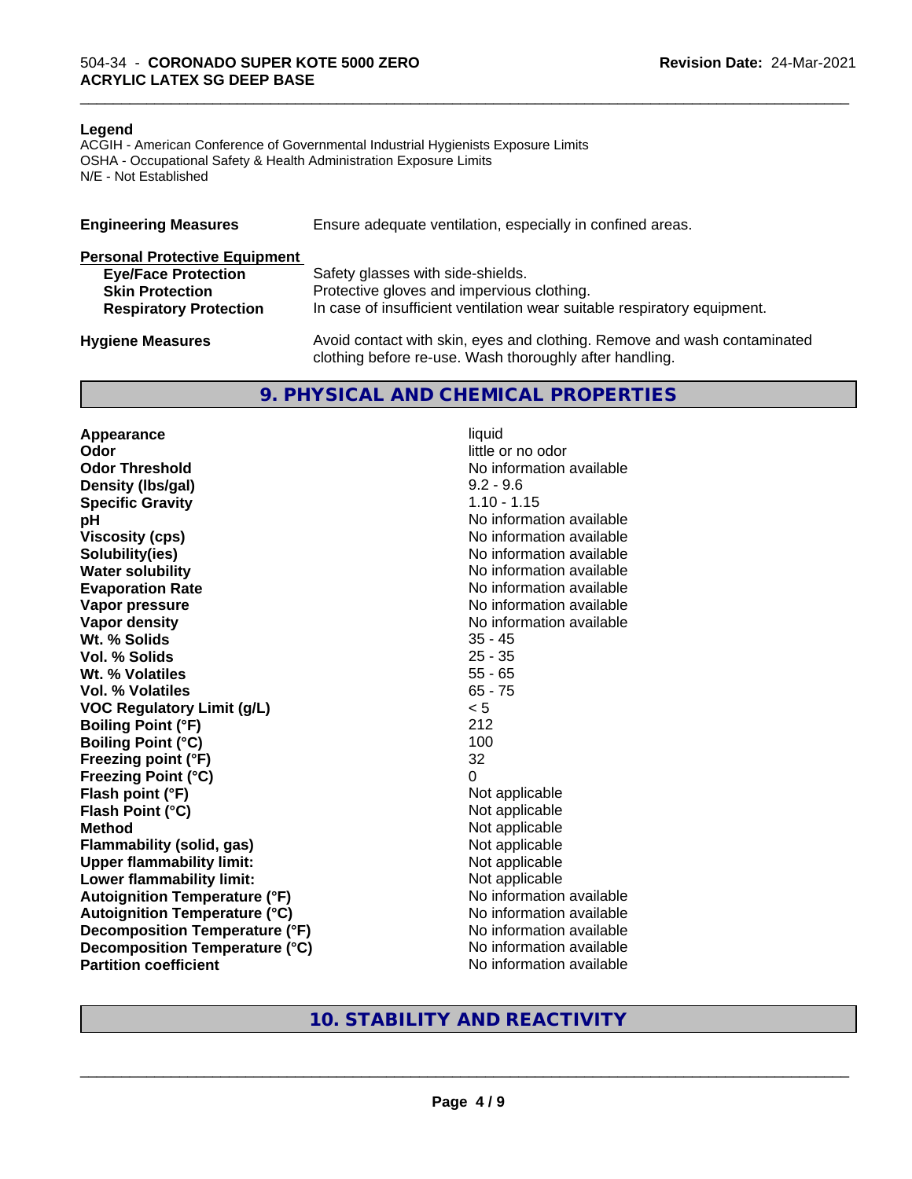**Legend**

ACGIH - American Conference of Governmental Industrial Hygienists Exposure Limits
OSHA - Occupational Safety & Health Administration Exposure Limits
N/E - Not Established

| | |
|---|---|
| **Engineering Measures** | Ensure adequate ventilation, especially in confined areas. |
| **Personal Protective Equipment** | |
| **Eye/Face Protection** | Safety glasses with side-shields. |
| **Skin Protection** | Protective gloves and impervious clothing. |
| **Respiratory Protection** | In case of insufficient ventilation wear suitable respiratory equipment. |
| **Hygiene Measures** | Avoid contact with skin, eyes and clothing. Remove and wash contaminated clothing before re-use. Wash thoroughly after handling. |

## 9. PHYSICAL AND CHEMICAL PROPERTIES

| | |
|---|---|
| **Appearance** | liquid |
| **Odor** | little or no odor |
| **Odor Threshold** | No information available |
| **Density (lbs/gal)** | 9.2 - 9.6 |
| **Specific Gravity** | 1.10 - 1.15 |
| **pH** | No information available |
| **Viscosity (cps)** | No information available |
| **Solubility(ies)** | No information available |
| **Water solubility** | No information available |
| **Evaporation Rate** | No information available |
| **Vapor pressure** | No information available |
| **Vapor density** | No information available |
| **Wt. % Solids** | 35 - 45 |
| **Vol. % Solids** | 25 - 35 |
| **Wt. % Volatiles** | 55 - 65 |
| **Vol. % Volatiles** | 65 - 75 |
| **VOC Regulatory Limit (g/L)** | < 5 |
| **Boiling Point (°F)** | 212 |
| **Boiling Point (°C)** | 100 |
| **Freezing point (°F)** | 32 |
| **Freezing Point (°C)** | 0 |
| **Flash point (°F)** | Not applicable |
| **Flash Point (°C)** | Not applicable |
| **Method** | Not applicable |
| **Flammability (solid, gas)** | Not applicable |
| **Upper flammability limit:** | Not applicable |
| **Lower flammability limit:** | Not applicable |
| **Autoignition Temperature (°F)** | No information available |
| **Autoignition Temperature (°C)** | No information available |
| **Decomposition Temperature (°F)** | No information available |
| **Decomposition Temperature (°C)** | No information available |
| **Partition coefficient** | No information available |

## 10. STABILITY AND REACTIVITY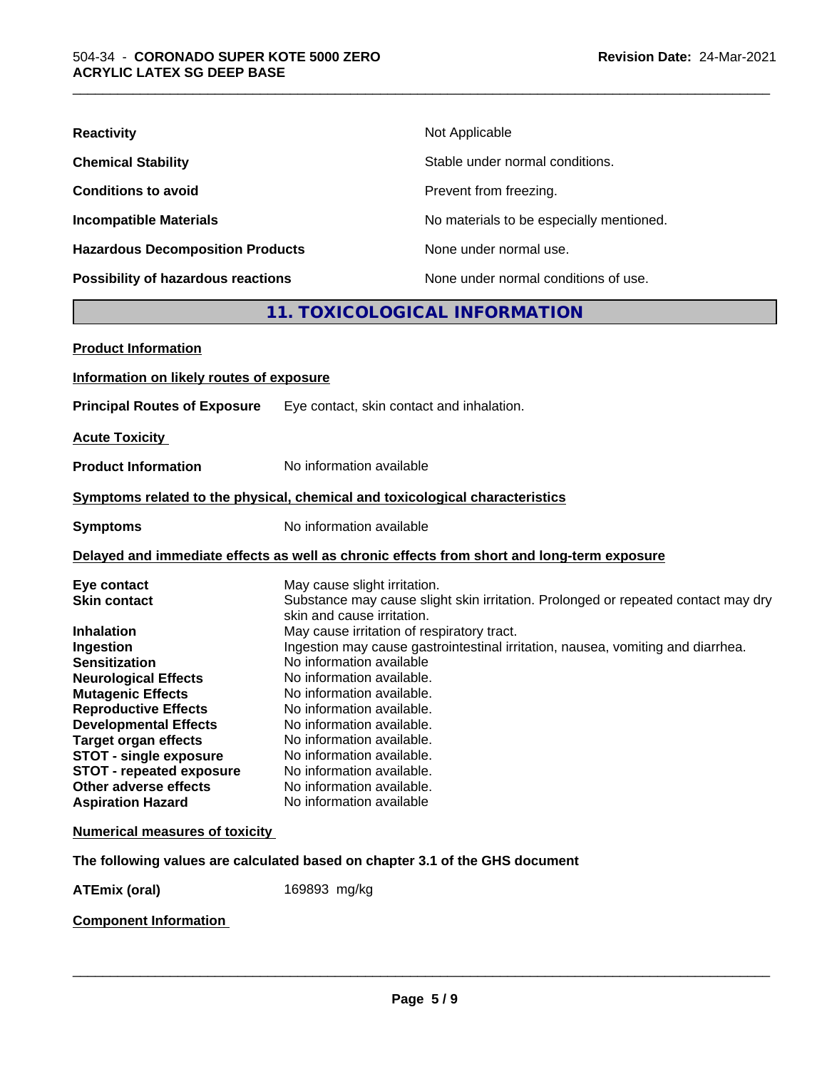| | |
|---|---|
| **Reactivity** | Not Applicable |
| **Chemical Stability** | Stable under normal conditions. |
| **Conditions to avoid** | Prevent from freezing. |
| **Incompatible Materials** | No materials to be especially mentioned. |
| **Hazardous Decomposition Products** | None under normal use. |
| **Possibility of hazardous reactions** | None under normal conditions of use. |

## 11. TOXICOLOGICAL INFORMATION

**Product Information**

**Information on likely routes of exposure**

**Principal Routes of Exposure** Eye contact, skin contact and inhalation.

**Acute Toxicity**

**Product Information** No information available

**Symptoms related to the physical, chemical and toxicological characteristics**

**Symptoms** No information available

**Delayed and immediate effects as well as chronic effects from short and long-term exposure**

| | |
|---|---|
| **Eye contact** | May cause slight irritation. |
| **Skin contact** | Substance may cause slight skin irritation. Prolonged or repeated contact may dry skin and cause irritation. |
| **Inhalation** | May cause irritation of respiratory tract. |
| **Ingestion** | Ingestion may cause gastrointestinal irritation, nausea, vomiting and diarrhea. |
| **Sensitization** | No information available |
| **Neurological Effects** | No information available. |
| **Mutagenic Effects** | No information available. |
| **Reproductive Effects** | No information available. |
| **Developmental Effects** | No information available. |
| **Target organ effects** | No information available. |
| **STOT - single exposure** | No information available. |
| **STOT - repeated exposure** | No information available. |
| **Other adverse effects** | No information available. |
| **Aspiration Hazard** | No information available |

**Numerical measures of toxicity**

**The following values are calculated based on chapter 3.1 of the GHS document**

**ATEmix (oral)** 169893 mg/kg

**Component Information**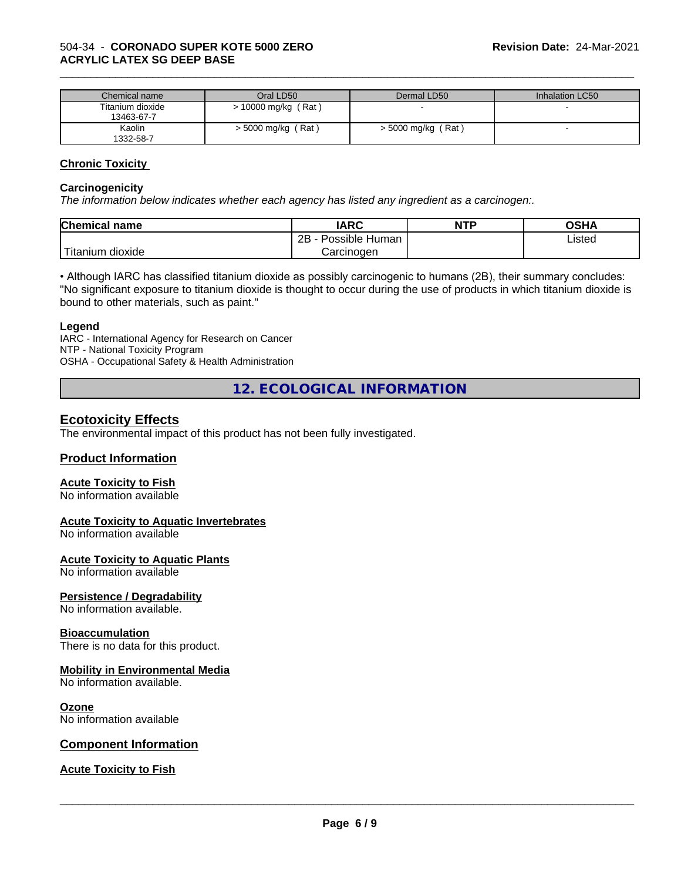| Chemical name | Oral LD50 | Dermal LD50 | Inhalation LC50 |
| --- | --- | --- | --- |
| Titanium dioxide<br>13463-67-7 | > 10000 mg/kg ( Rat ) | - | - |
| Kaolin<br>1332-58-7 | > 5000 mg/kg ( Rat ) | > 5000 mg/kg ( Rat ) | - |

## Chronic Toxicity

### Carcinogenicity

*The information below indicates whether each agency has listed any ingredient as a carcinogen:.*

| Chemical name | IARC | NTP | OSHA |
| --- | --- | --- | --- |
| Titanium dioxide | 2B - Possible Human Carcinogen | | Listed |

• Although IARC has classified titanium dioxide as possibly carcinogenic to humans (2B), their summary concludes: "No significant exposure to titanium dioxide is thought to occur during the use of products in which titanium dioxide is bound to other materials, such as paint."

### Legend

IARC - International Agency for Research on Cancer
NTP - National Toxicity Program
OSHA - Occupational Safety & Health Administration

# 12. ECOLOGICAL INFORMATION

## Ecotoxicity Effects

The environmental impact of this product has not been fully investigated.

## Product Information

### Acute Toxicity to Fish

No information available

### Acute Toxicity to Aquatic Invertebrates

No information available

### Acute Toxicity to Aquatic Plants

No information available

### Persistence / Degradability

No information available.

### Bioaccumulation

There is no data for this product.

### Mobility in Environmental Media

No information available.

### Ozone

No information available

## Component Information

### Acute Toxicity to Fish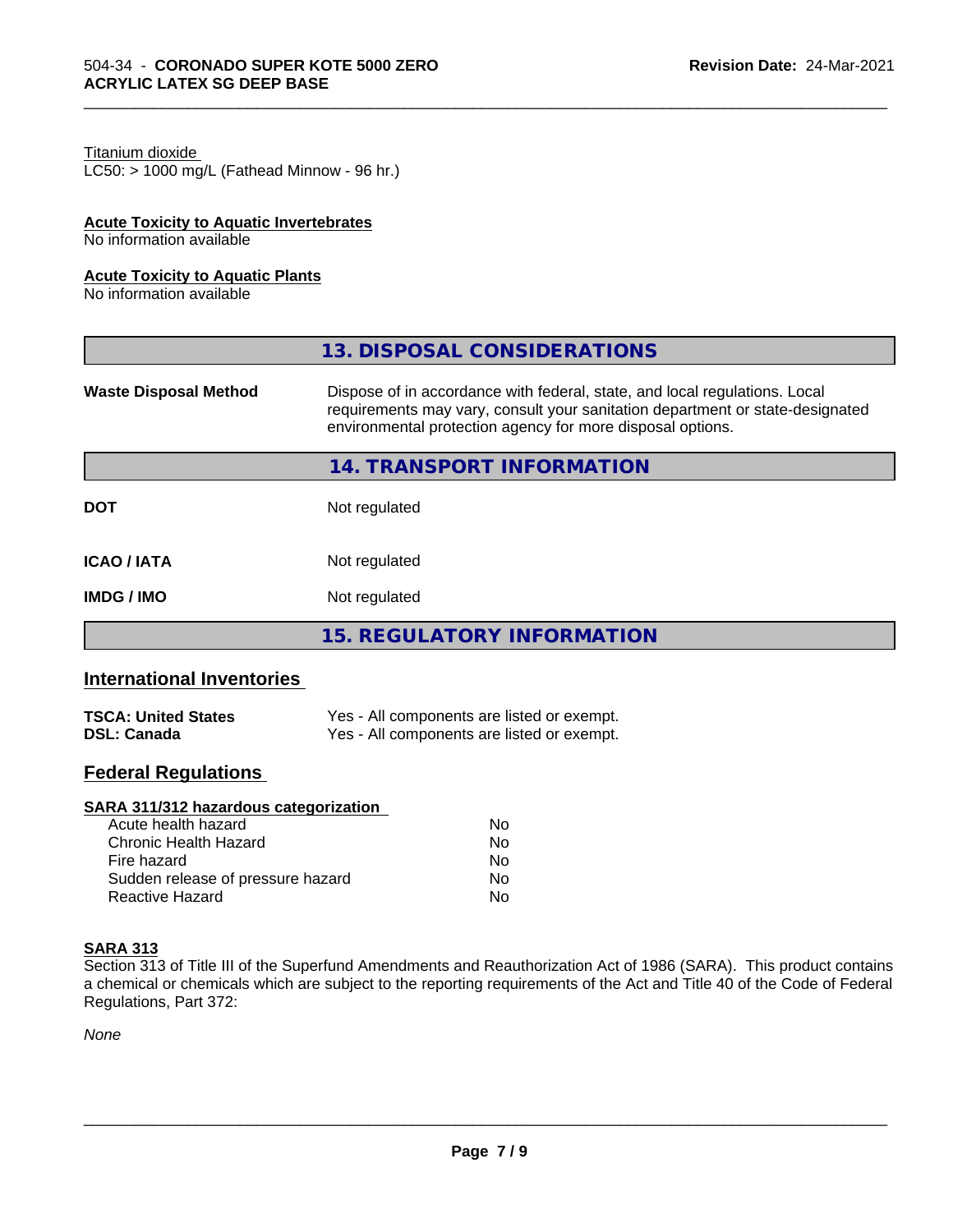Titanium dioxide
LC50: > 1000 mg/L (Fathead Minnow - 96 hr.)

**Acute Toxicity to Aquatic Invertebrates**
No information available

**Acute Toxicity to Aquatic Plants**
No information available

## 13. DISPOSAL CONSIDERATIONS

| | |
|---|---|
| **Waste Disposal Method** | Dispose of in accordance with federal, state, and local regulations. Local requirements may vary, consult your sanitation department or state-designated environmental protection agency for more disposal options. |

## 14. TRANSPORT INFORMATION

| | |
|---|---|
| **DOT** | Not regulated |
| **ICAO / IATA** | Not regulated |
| **IMDG / IMO** | Not regulated |

## 15. REGULATORY INFORMATION

### International Inventories

| | |
|---|---|
| **TSCA: United States** | Yes - All components are listed or exempt. |
| **DSL: Canada** | Yes - All components are listed or exempt. |

### Federal Regulations

**SARA 311/312 hazardous categorization**

| | |
|---|---|
| Acute health hazard | No |
| Chronic Health Hazard | No |
| Fire hazard | No |
| Sudden release of pressure hazard | No |
| Reactive Hazard | No |

**SARA 313**
Section 313 of Title III of the Superfund Amendments and Reauthorization Act of 1986 (SARA). This product contains a chemical or chemicals which are subject to the reporting requirements of the Act and Title 40 of the Code of Federal Regulations, Part 372:

*None*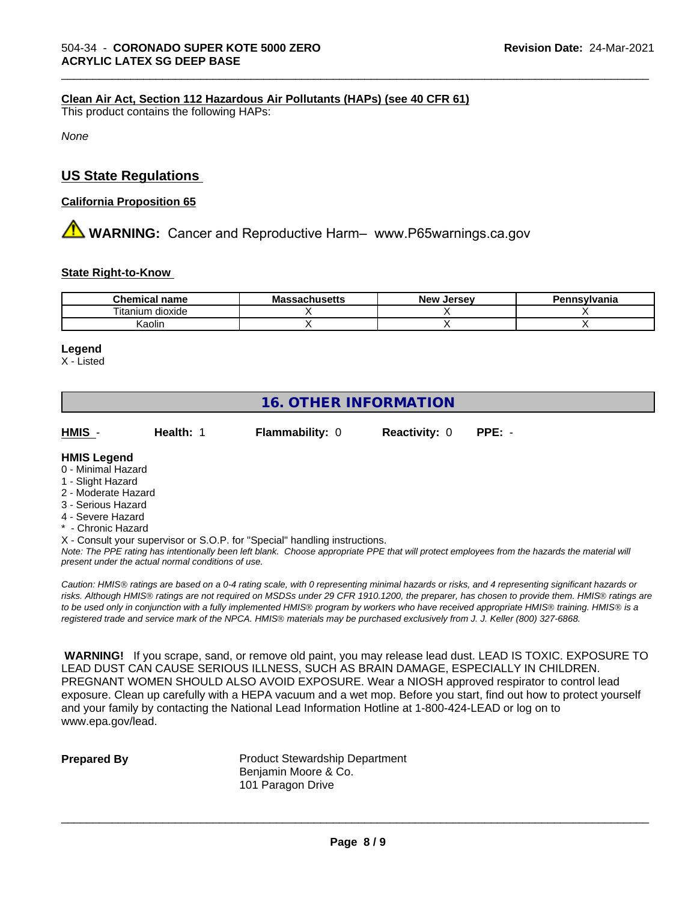**Clean Air Act, Section 112 Hazardous Air Pollutants (HAPs) (see 40 CFR 61)**

This product contains the following HAPs:

*None*

## US State Regulations

**California Proposition 65**

⚠ **WARNING:** Cancer and Reproductive Harm– www.P65warnings.ca.gov

**State Right-to-Know**

| Chemical name | Massachusetts | New Jersey | Pennsylvania |
|---|---|---|---|
| Titanium dioxide | X | X | X |
| Kaolin | X | X | X |

**Legend**

X - Listed

## 16. OTHER INFORMATION

| **HMIS** - | **Health:** 1 | **Flammability:** 0 | **Reactivity:** 0 | **PPE:** - |
|---|---|---|---|---|

**HMIS Legend**

0 - Minimal Hazard
1 - Slight Hazard
2 - Moderate Hazard
3 - Serious Hazard
4 - Severe Hazard
\* - Chronic Hazard
X - Consult your supervisor or S.O.P. for "Special" handling instructions.

*Note: The PPE rating has intentionally been left blank. Choose appropriate PPE that will protect employees from the hazards the material will present under the actual normal conditions of use.*

*Caution: HMIS® ratings are based on a 0-4 rating scale, with 0 representing minimal hazards or risks, and 4 representing significant hazards or risks. Although HMIS® ratings are not required on MSDSs under 29 CFR 1910.1200, the preparer, has chosen to provide them. HMIS® ratings are to be used only in conjunction with a fully implemented HMIS® program by workers who have received appropriate HMIS® training. HMIS® is a registered trade and service mark of the NPCA. HMIS® materials may be purchased exclusively from J. J. Keller (800) 327-6868.*

**WARNING!** If you scrape, sand, or remove old paint, you may release lead dust. LEAD IS TOXIC. EXPOSURE TO LEAD DUST CAN CAUSE SERIOUS ILLNESS, SUCH AS BRAIN DAMAGE, ESPECIALLY IN CHILDREN. PREGNANT WOMEN SHOULD ALSO AVOID EXPOSURE. Wear a NIOSH approved respirator to control lead exposure. Clean up carefully with a HEPA vacuum and a wet mop. Before you start, find out how to protect yourself and your family by contacting the National Lead Information Hotline at 1-800-424-LEAD or log on to www.epa.gov/lead.

**Prepared By**

Product Stewardship Department
Benjamin Moore & Co.
101 Paragon Drive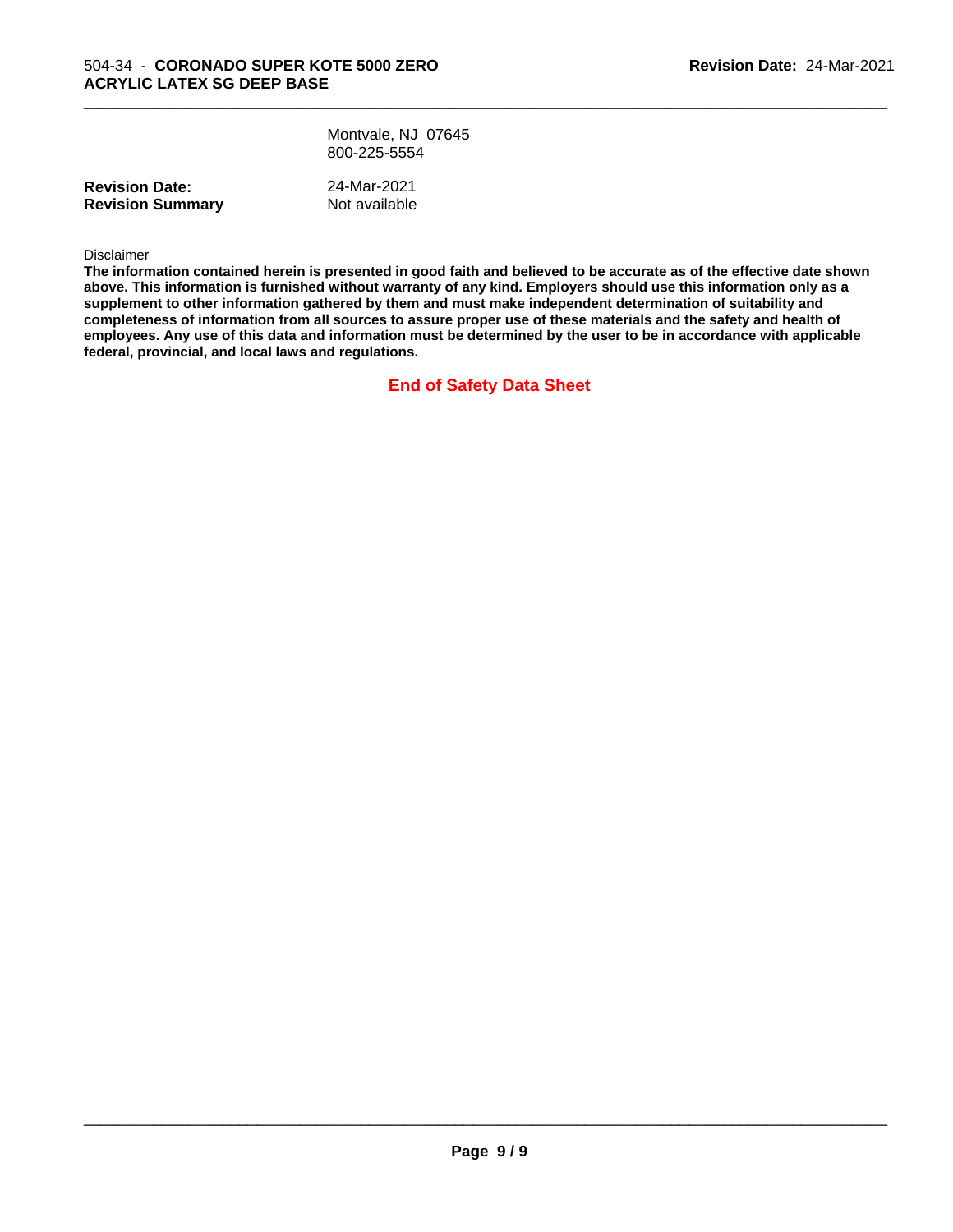Montvale, NJ  07645
800-225-5554

**Revision Date:** 24-Mar-2021
**Revision Summary** Not available

Disclaimer

**The information contained herein is presented in good faith and believed to be accurate as of the effective date shown above. This information is furnished without warranty of any kind. Employers should use this information only as a supplement to other information gathered by them and must make independent determination of suitability and completeness of information from all sources to assure proper use of these materials and the safety and health of employees. Any use of this data and information must be determined by the user to be in accordance with applicable federal, provincial, and local laws and regulations.**

**End of Safety Data Sheet**